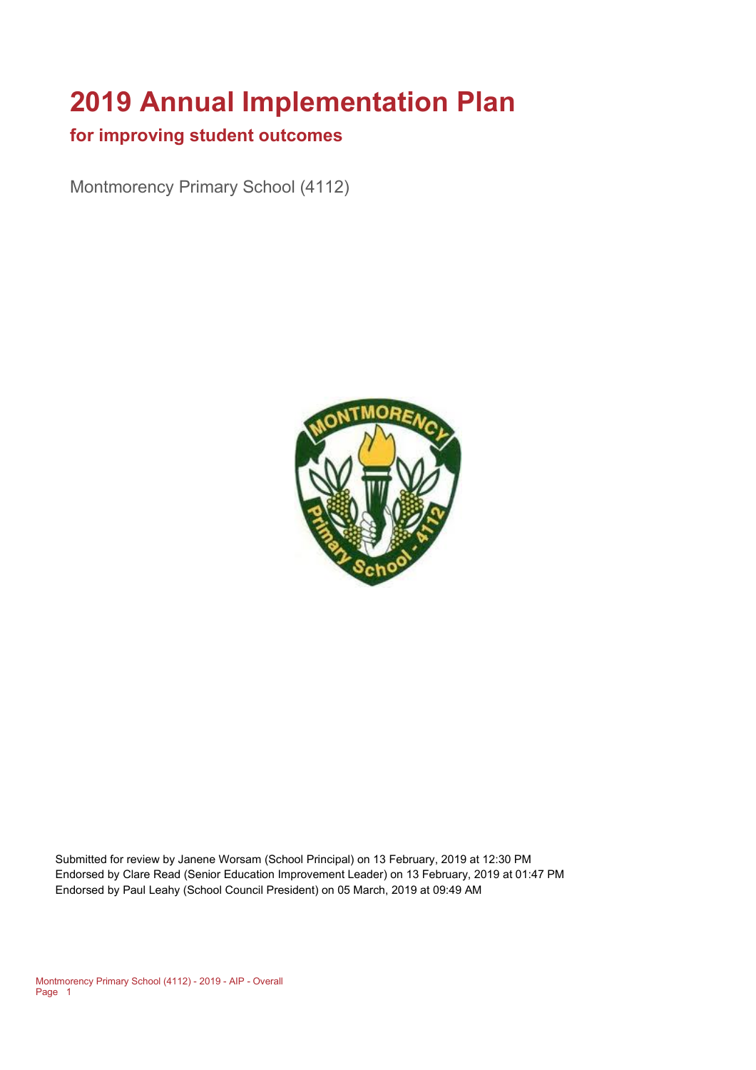# 2019 Annual Implementation Plan

## for improving student outcomes

Montmorency Primary School (4112)

Submitted for review by Janene Worsam (School Principal) on 13 February, 2019 at 12:30 PM
Endorsed by Clare Read (Senior Education Improvement Leader) on 13 February, 2019 at 01:47 PM
Endorsed by Paul Leahy (School Council President) on 05 March, 2019 at 09:49 AM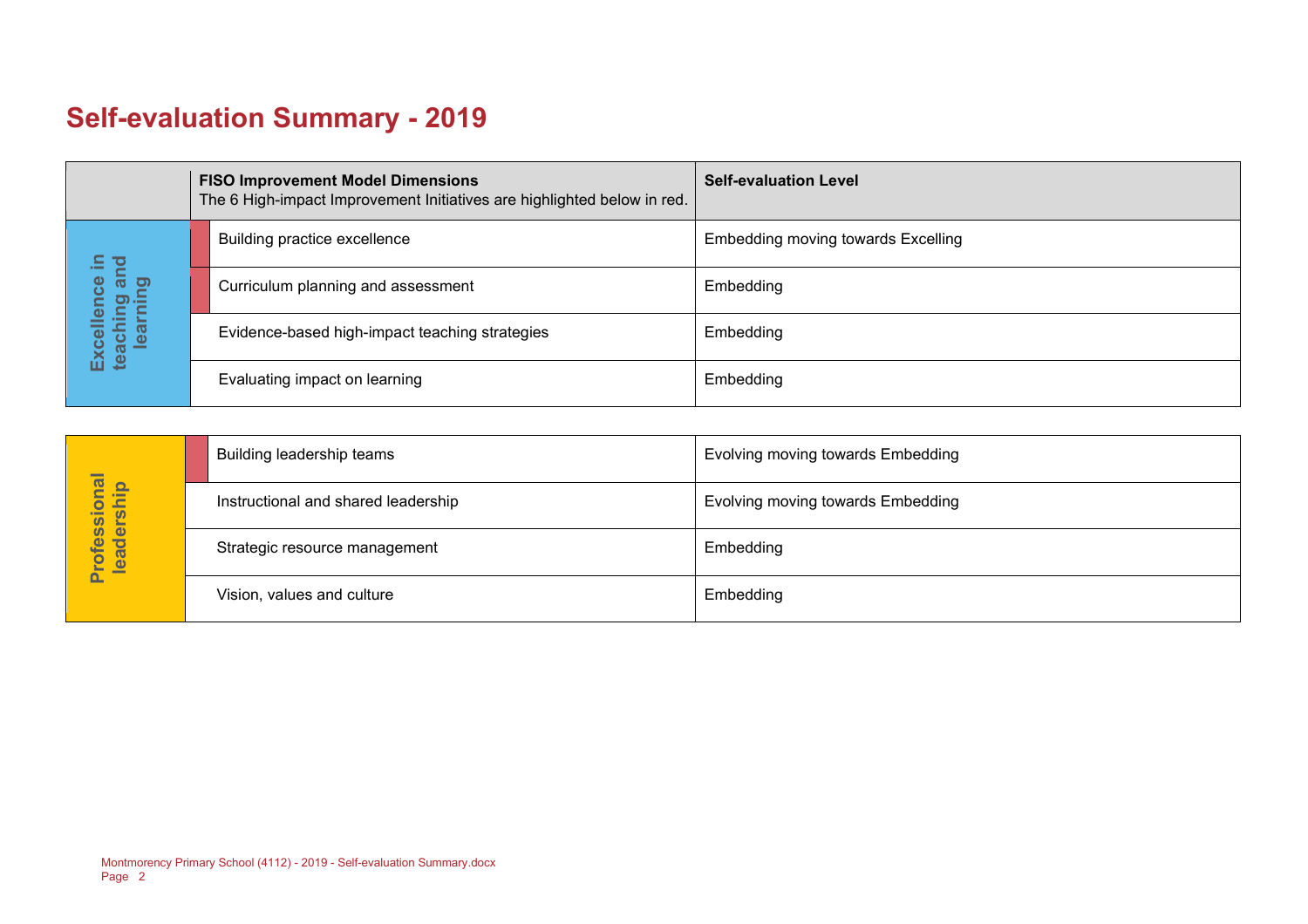# Self-evaluation Summary - 2019

| | **FISO Improvement Model Dimensions**<br>The 6 High-impact Improvement Initiatives are highlighted below in red. | **Self-evaluation Level** |
|---|---|---|
| Excellence in teaching and learning | Building practice excellence | Embedding moving towards Excelling |
| | Curriculum planning and assessment | Embedding |
| | Evidence-based high-impact teaching strategies | Embedding |
| | Evaluating impact on learning | Embedding |

| | | |
|---|---|---|
| Professional leadership | Building leadership teams | Evolving moving towards Embedding |
| | Instructional and shared leadership | Evolving moving towards Embedding |
| | Strategic resource management | Embedding |
| | Vision, values and culture | Embedding |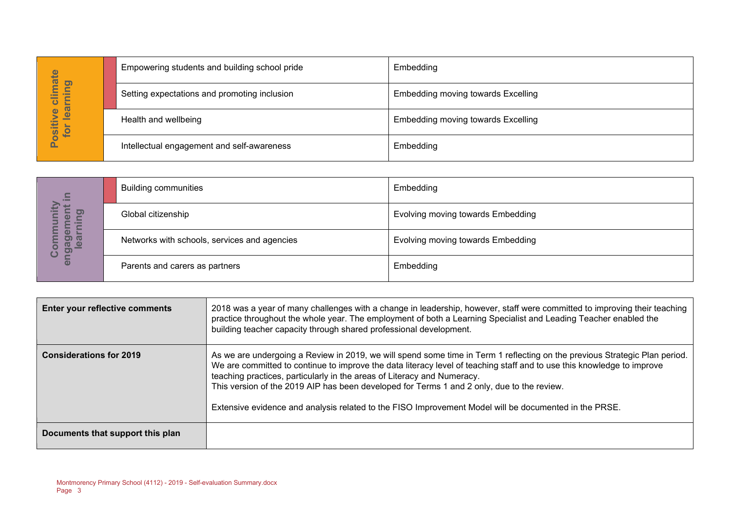| Positive climate for learning | | |
|---|---|---|
| | Empowering students and building school pride | Embedding |
| | Setting expectations and promoting inclusion | Embedding moving towards Excelling |
| | Health and wellbeing | Embedding moving towards Excelling |
| | Intellectual engagement and self-awareness | Embedding |

| Community engagement in learning | | |
|---|---|---|
| | Building communities | Embedding |
| | Global citizenship | Evolving moving towards Embedding |
| | Networks with schools, services and agencies | Evolving moving towards Embedding |
| | Parents and carers as partners | Embedding |

| | |
|---|---|
| **Enter your reflective comments** | 2018 was a year of many challenges with a change in leadership, however, staff were committed to improving their teaching practice throughout the whole year. The employment of both a Learning Specialist and Leading Teacher enabled the building teacher capacity through shared professional development. |
| **Considerations for 2019** | As we are undergoing a Review in 2019, we will spend some time in Term 1 reflecting on the previous Strategic Plan period. We are committed to continue to improve the data literacy level of teaching staff and to use this knowledge to improve teaching practices, particularly in the areas of Literacy and Numeracy.<br>This version of the 2019 AIP has been developed for Terms 1 and 2 only, due to the review.<br><br>Extensive evidence and analysis related to the FISO Improvement Model will be documented in the PRSE. |
| **Documents that support this plan** | |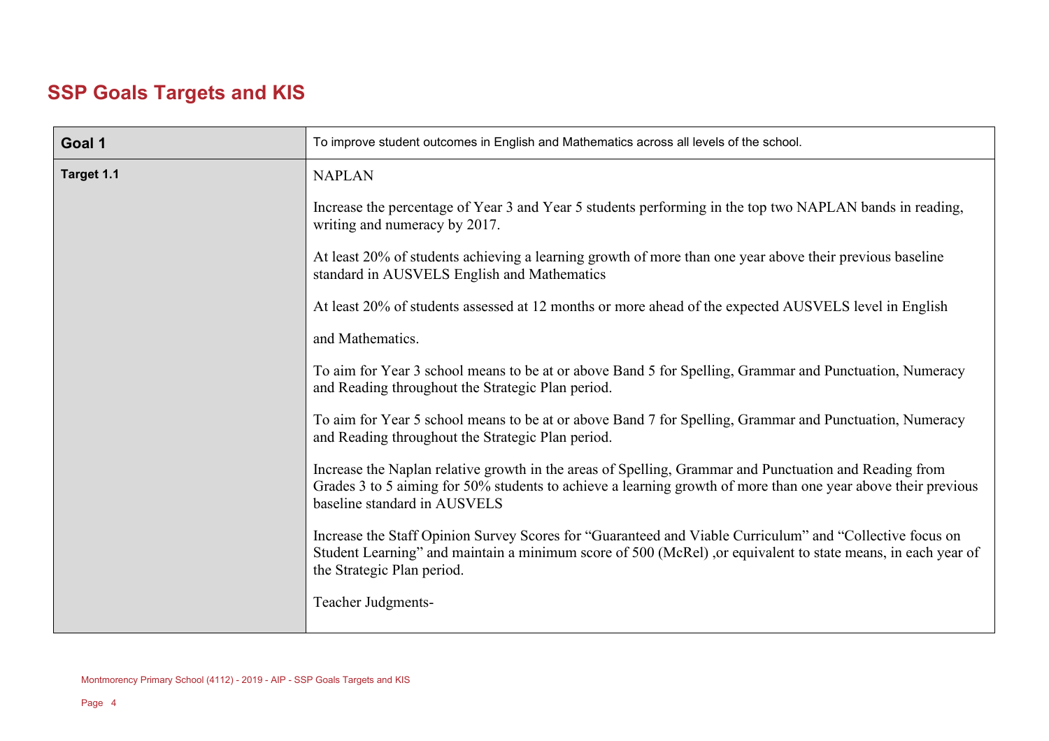## SSP Goals Targets and KIS

| Goal 1 | To improve student outcomes in English and Mathematics across all levels of the school. |
|---|---|
| Target 1.1 | NAPLAN<br><br>Increase the percentage of Year 3 and Year 5 students performing in the top two NAPLAN bands in reading, writing and numeracy by 2017.<br><br>At least 20% of students achieving a learning growth of more than one year above their previous baseline standard in AUSVELS English and Mathematics<br><br>At least 20% of students assessed at 12 months or more ahead of the expected AUSVELS level in English<br><br>and Mathematics.<br><br>To aim for Year 3 school means to be at or above Band 5 for Spelling, Grammar and Punctuation, Numeracy and Reading throughout the Strategic Plan period.<br><br>To aim for Year 5 school means to be at or above Band 7 for Spelling, Grammar and Punctuation, Numeracy and Reading throughout the Strategic Plan period.<br><br>Increase the Naplan relative growth in the areas of Spelling, Grammar and Punctuation and Reading from Grades 3 to 5 aiming for 50% students to achieve a learning growth of more than one year above their previous baseline standard in AUSVELS<br><br>Increase the Staff Opinion Survey Scores for “Guaranteed and Viable Curriculum” and “Collective focus on Student Learning” and maintain a minimum score of 500 (McRel) ,or equivalent to state means, in each year of the Strategic Plan period.<br><br>Teacher Judgments- |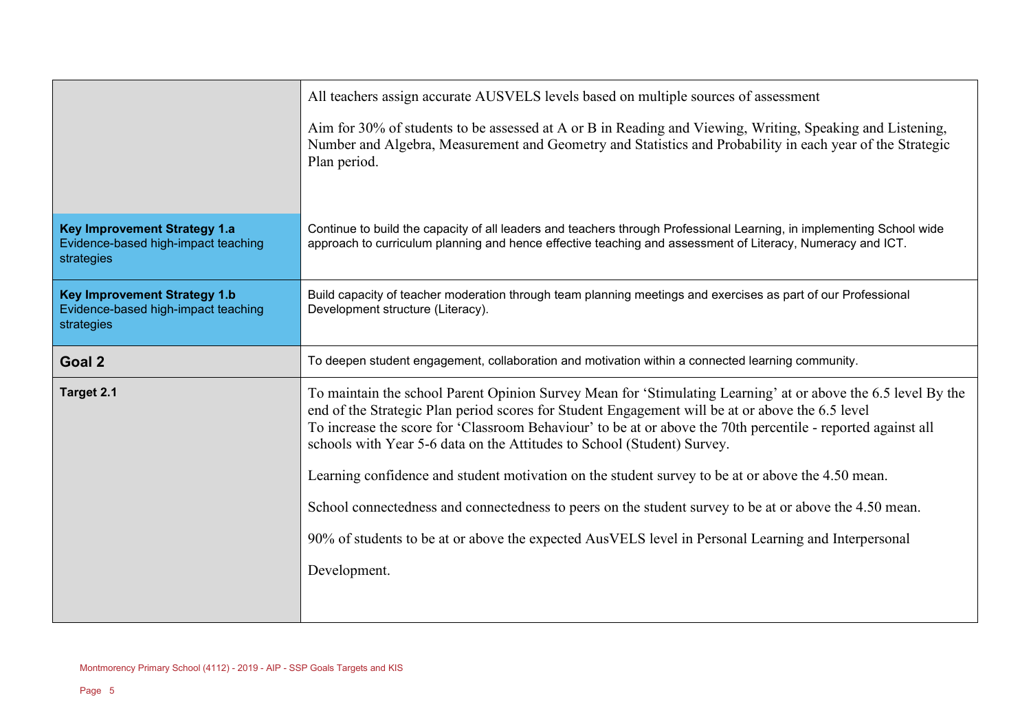| | |
|---|---|
| | All teachers assign accurate AUSVELS levels based on multiple sources of assessment<br><br>Aim for 30% of students to be assessed at A or B in Reading and Viewing, Writing, Speaking and Listening, Number and Algebra, Measurement and Geometry and Statistics and Probability in each year of the Strategic Plan period. |
| **Key Improvement Strategy 1.a**<br>Evidence-based high-impact teaching strategies | Continue to build the capacity of all leaders and teachers through Professional Learning, in implementing School wide approach to curriculum planning and hence effective teaching and assessment of Literacy, Numeracy and ICT. |
| **Key Improvement Strategy 1.b**<br>Evidence-based high-impact teaching strategies | Build capacity of teacher moderation through team planning meetings and exercises as part of our Professional Development structure (Literacy). |
| **Goal 2** | To deepen student engagement, collaboration and motivation within a connected learning community. |
| **Target 2.1** | To maintain the school Parent Opinion Survey Mean for 'Stimulating Learning' at or above the 6.5 level By the end of the Strategic Plan period scores for Student Engagement will be at or above the 6.5 level<br>To increase the score for 'Classroom Behaviour' to be at or above the 70th percentile - reported against all schools with Year 5-6 data on the Attitudes to School (Student) Survey.<br><br>Learning confidence and student motivation on the student survey to be at or above the 4.50 mean.<br><br>School connectedness and connectedness to peers on the student survey to be at or above the 4.50 mean.<br><br>90% of students to be at or above the expected AusVELS level in Personal Learning and Interpersonal<br><br>Development. |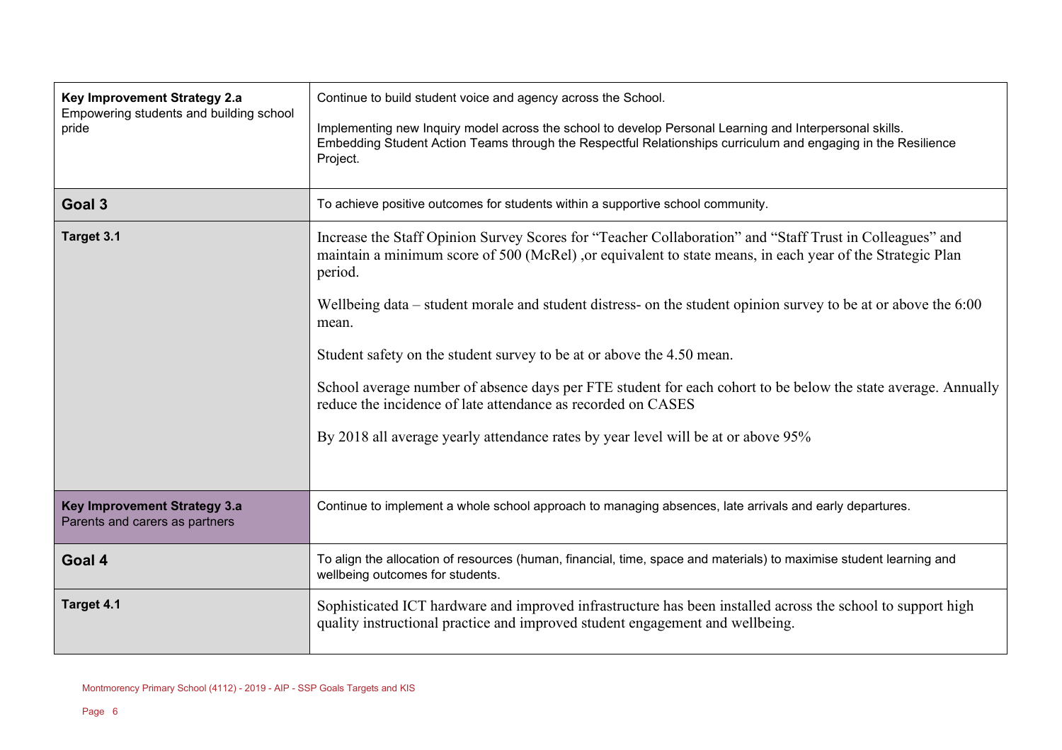| | |
|---|---|
| **Key Improvement Strategy 2.a**<br>Empowering students and building school pride | Continue to build student voice and agency across the School.<br><br>Implementing new Inquiry model across the school to develop Personal Learning and Interpersonal skills.<br>Embedding Student Action Teams through the Respectful Relationships curriculum and engaging in the Resilience Project. |
| **Goal 3** | To achieve positive outcomes for students within a supportive school community. |
| **Target 3.1** | Increase the Staff Opinion Survey Scores for "Teacher Collaboration" and "Staff Trust in Colleagues" and maintain a minimum score of 500 (McRel) ,or equivalent to state means, in each year of the Strategic Plan period.<br><br>Wellbeing data – student morale and student distress- on the student opinion survey to be at or above the 6:00 mean.<br><br>Student safety on the student survey to be at or above the 4.50 mean.<br><br>School average number of absence days per FTE student for each cohort to be below the state average. Annually reduce the incidence of late attendance as recorded on CASES<br><br>By 2018 all average yearly attendance rates by year level will be at or above 95% |
| **Key Improvement Strategy 3.a**<br>Parents and carers as partners | Continue to implement a whole school approach to managing absences, late arrivals and early departures. |
| **Goal 4** | To align the allocation of resources (human, financial, time, space and materials) to maximise student learning and wellbeing outcomes for students. |
| **Target 4.1** | Sophisticated ICT hardware and improved infrastructure has been installed across the school to support high quality instructional practice and improved student engagement and wellbeing. |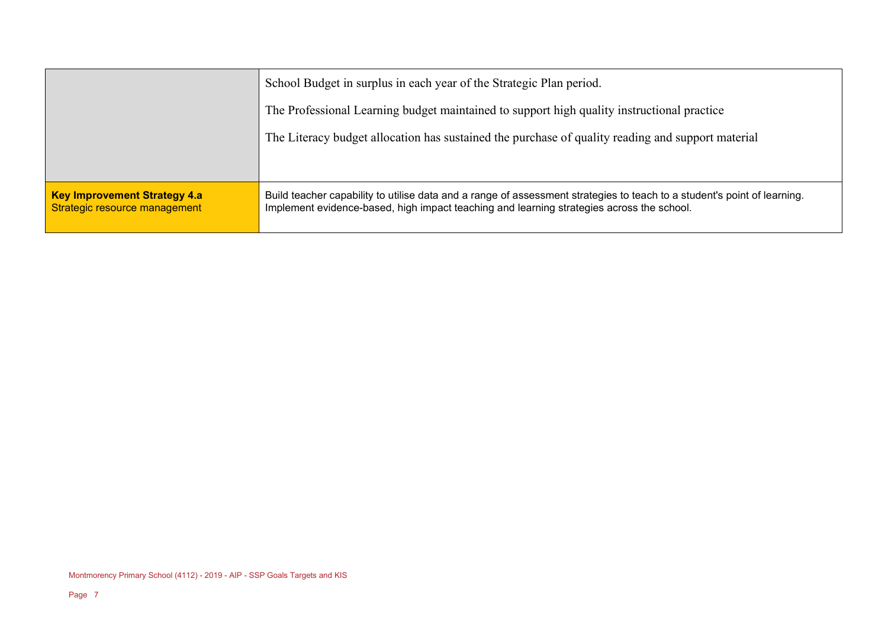| | |
|---|---|
| | School Budget in surplus in each year of the Strategic Plan period.<br><br>The Professional Learning budget maintained to support high quality instructional practice<br><br>The Literacy budget allocation has sustained the purchase of quality reading and support material |
| **Key Improvement Strategy 4.a**<br>Strategic resource management | Build teacher capability to utilise data and a range of assessment strategies to teach to a student's point of learning. Implement evidence-based, high impact teaching and learning strategies across the school. |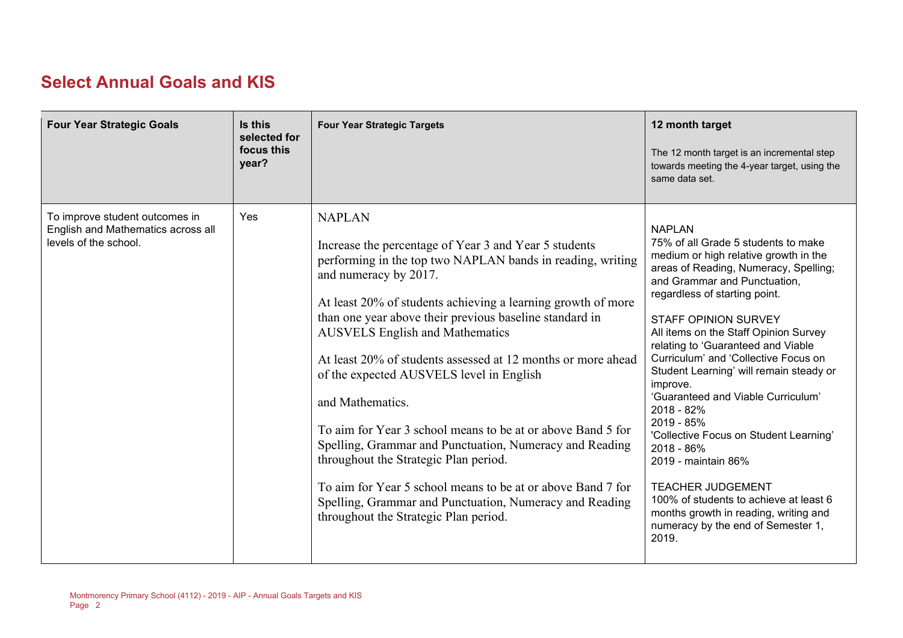## Select Annual Goals and KIS

| Four Year Strategic Goals | Is this selected for focus this year? | Four Year Strategic Targets | 12 month target<br><br>The 12 month target is an incremental step towards meeting the 4-year target, using the same data set. |
|---|---|---|---|
| To improve student outcomes in English and Mathematics across all levels of the school. | Yes | NAPLAN<br><br>Increase the percentage of Year 3 and Year 5 students performing in the top two NAPLAN bands in reading, writing and numeracy by 2017.<br><br>At least 20% of students achieving a learning growth of more than one year above their previous baseline standard in AUSVELS English and Mathematics<br><br>At least 20% of students assessed at 12 months or more ahead of the expected AUSVELS level in English<br><br>and Mathematics.<br><br>To aim for Year 3 school means to be at or above Band 5 for Spelling, Grammar and Punctuation, Numeracy and Reading throughout the Strategic Plan period.<br><br>To aim for Year 5 school means to be at or above Band 7 for Spelling, Grammar and Punctuation, Numeracy and Reading throughout the Strategic Plan period. | NAPLAN<br>75% of all Grade 5 students to make medium or high relative growth in the areas of Reading, Numeracy, Spelling; and Grammar and Punctuation, regardless of starting point.<br><br>STAFF OPINION SURVEY<br>All items on the Staff Opinion Survey relating to 'Guaranteed and Viable Curriculum' and 'Collective Focus on Student Learning' will remain steady or improve.<br>'Guaranteed and Viable Curriculum'<br>2018 - 82%<br>2019 - 85%<br>'Collective Focus on Student Learning'<br>2018 - 86%<br>2019 - maintain 86%<br><br>TEACHER JUDGEMENT<br>100% of students to achieve at least 6 months growth in reading, writing and numeracy by the end of Semester 1, 2019. |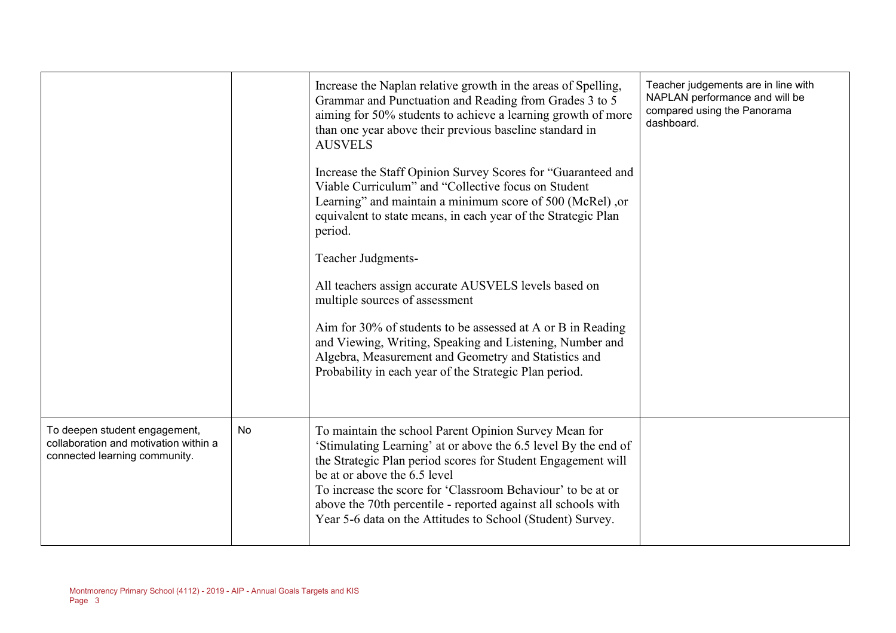| | | | |
|---|---|---|---|
| | | Increase the Naplan relative growth in the areas of Spelling, Grammar and Punctuation and Reading from Grades 3 to 5 aiming for 50% students to achieve a learning growth of more than one year above their previous baseline standard in AUSVELS<br><br>Increase the Staff Opinion Survey Scores for "Guaranteed and Viable Curriculum" and "Collective focus on Student Learning" and maintain a minimum score of 500 (McRel) ,or equivalent to state means, in each year of the Strategic Plan period.<br><br>Teacher Judgments-<br><br>All teachers assign accurate AUSVELS levels based on multiple sources of assessment<br><br>Aim for 30% of students to be assessed at A or B in Reading and Viewing, Writing, Speaking and Listening, Number and Algebra, Measurement and Geometry and Statistics and Probability in each year of the Strategic Plan period. | Teacher judgements are in line with NAPLAN performance and will be compared using the Panorama dashboard. |
| To deepen student engagement, collaboration and motivation within a connected learning community. | No | To maintain the school Parent Opinion Survey Mean for 'Stimulating Learning' at or above the 6.5 level By the end of the Strategic Plan period scores for Student Engagement will be at or above the 6.5 level<br>To increase the score for 'Classroom Behaviour' to be at or above the 70th percentile - reported against all schools with Year 5-6 data on the Attitudes to School (Student) Survey. | |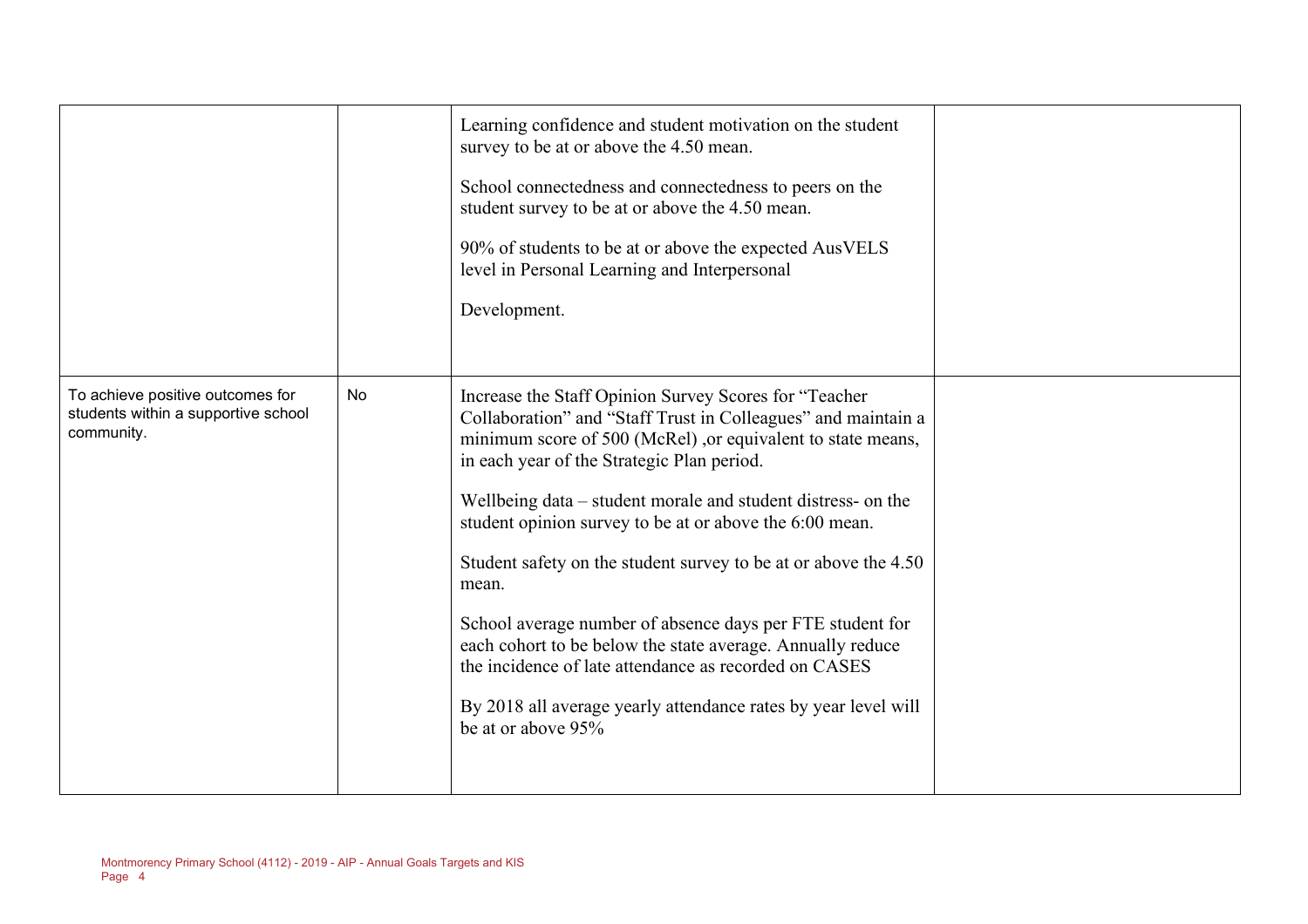| | | | |
|---|---|---|---|
| | | Learning confidence and student motivation on the student survey to be at or above the 4.50 mean.<br><br>School connectedness and connectedness to peers on the student survey to be at or above the 4.50 mean.<br><br>90% of students to be at or above the expected AusVELS level in Personal Learning and Interpersonal<br><br>Development. | |
| To achieve positive outcomes for students within a supportive school community. | No | Increase the Staff Opinion Survey Scores for "Teacher Collaboration" and "Staff Trust in Colleagues" and maintain a minimum score of 500 (McRel) ,or equivalent to state means, in each year of the Strategic Plan period.<br><br>Wellbeing data – student morale and student distress- on the student opinion survey to be at or above the 6:00 mean.<br><br>Student safety on the student survey to be at or above the 4.50 mean.<br><br>School average number of absence days per FTE student for each cohort to be below the state average. Annually reduce the incidence of late attendance as recorded on CASES<br><br>By 2018 all average yearly attendance rates by year level will be at or above 95% | |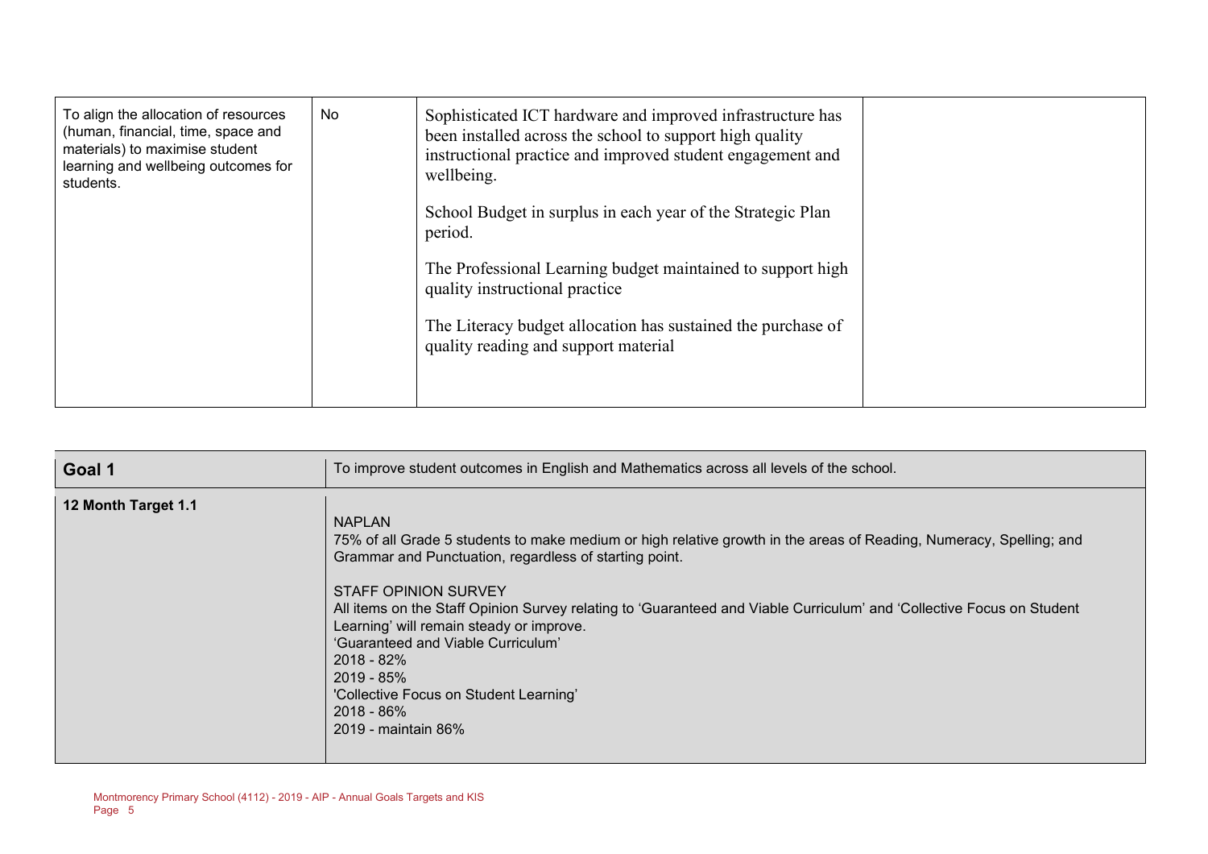| | | | |
|---|---|---|---|
| To align the allocation of resources (human, financial, time, space and materials) to maximise student learning and wellbeing outcomes for students. | No | Sophisticated ICT hardware and improved infrastructure has been installed across the school to support high quality instructional practice and improved student engagement and wellbeing.<br><br>School Budget in surplus in each year of the Strategic Plan period.<br><br>The Professional Learning budget maintained to support high quality instructional practice<br><br>The Literacy budget allocation has sustained the purchase of quality reading and support material | |

| **Goal 1** | To improve student outcomes in English and Mathematics across all levels of the school. |
|---|---|
| **12 Month Target 1.1** | NAPLAN<br>75% of all Grade 5 students to make medium or high relative growth in the areas of Reading, Numeracy, Spelling; and Grammar and Punctuation, regardless of starting point.<br><br>STAFF OPINION SURVEY<br>All items on the Staff Opinion Survey relating to 'Guaranteed and Viable Curriculum' and 'Collective Focus on Student Learning' will remain steady or improve.<br>'Guaranteed and Viable Curriculum'<br>2018 - 82%<br>2019 - 85%<br>'Collective Focus on Student Learning'<br>2018 - 86%<br>2019 - maintain 86% |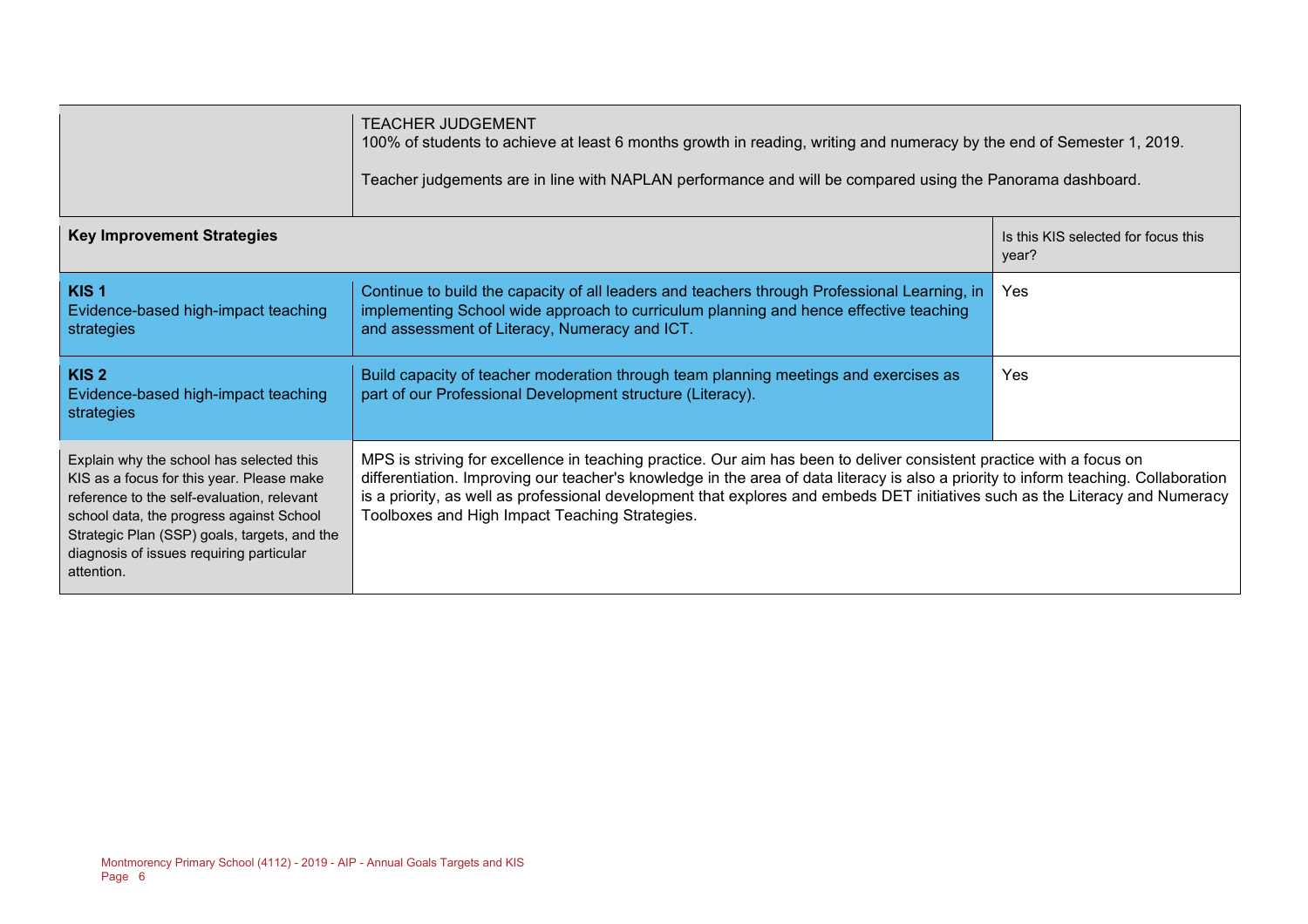| | TEACHER JUDGEMENT<br>100% of students to achieve at least 6 months growth in reading, writing and numeracy by the end of Semester 1, 2019.<br><br>Teacher judgements are in line with NAPLAN performance and will be compared using the Panorama dashboard. | |
|---|---|---|
| **Key Improvement Strategies** | | Is this KIS selected for focus this year? |
| **KIS 1**<br>Evidence-based high-impact teaching strategies | Continue to build the capacity of all leaders and teachers through Professional Learning, in implementing School wide approach to curriculum planning and hence effective teaching and assessment of Literacy, Numeracy and ICT. | Yes |
| **KIS 2**<br>Evidence-based high-impact teaching strategies | Build capacity of teacher moderation through team planning meetings and exercises as part of our Professional Development structure (Literacy). | Yes |
| Explain why the school has selected this KIS as a focus for this year. Please make reference to the self-evaluation, relevant school data, the progress against School Strategic Plan (SSP) goals, targets, and the diagnosis of issues requiring particular attention. | MPS is striving for excellence in teaching practice. Our aim has been to deliver consistent practice with a focus on differentiation. Improving our teacher's knowledge in the area of data literacy is also a priority to inform teaching. Collaboration is a priority, as well as professional development that explores and embeds DET initiatives such as the Literacy and Numeracy Toolboxes and High Impact Teaching Strategies. | |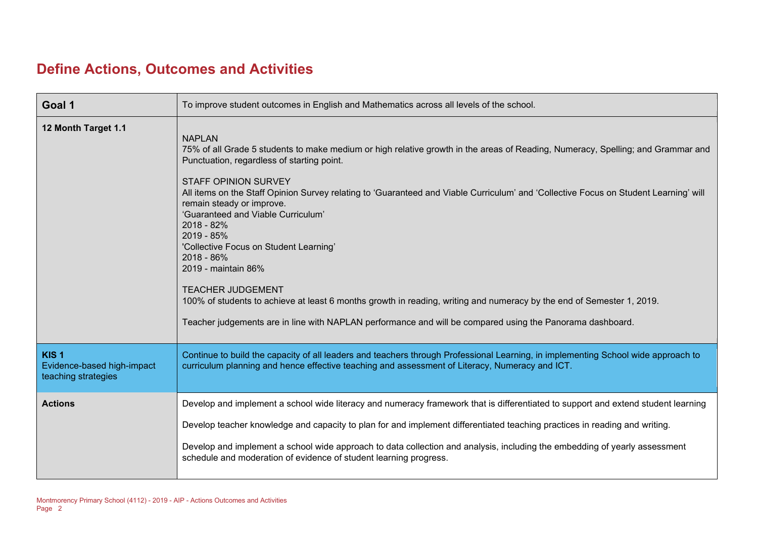# Define Actions, Outcomes and Activities

| **Goal 1** | To improve student outcomes in English and Mathematics across all levels of the school. |
|---|---|
| **12 Month Target 1.1** | NAPLAN<br>75% of all Grade 5 students to make medium or high relative growth in the areas of Reading, Numeracy, Spelling; and Grammar and Punctuation, regardless of starting point.<br><br>STAFF OPINION SURVEY<br>All items on the Staff Opinion Survey relating to 'Guaranteed and Viable Curriculum' and 'Collective Focus on Student Learning' will remain steady or improve.<br>'Guaranteed and Viable Curriculum'<br>2018 - 82%<br>2019 - 85%<br>'Collective Focus on Student Learning'<br>2018 - 86%<br>2019 - maintain 86%<br><br>TEACHER JUDGEMENT<br>100% of students to achieve at least 6 months growth in reading, writing and numeracy by the end of Semester 1, 2019.<br><br>Teacher judgements are in line with NAPLAN performance and will be compared using the Panorama dashboard. |
| **KIS 1**<br>Evidence-based high-impact teaching strategies | Continue to build the capacity of all leaders and teachers through Professional Learning, in implementing School wide approach to curriculum planning and hence effective teaching and assessment of Literacy, Numeracy and ICT. |
| **Actions** | Develop and implement a school wide literacy and numeracy framework that is differentiated to support and extend student learning<br><br>Develop teacher knowledge and capacity to plan for and implement differentiated teaching practices in reading and writing.<br><br>Develop and implement a school wide approach to data collection and analysis, including the embedding of yearly assessment schedule and moderation of evidence of student learning progress. |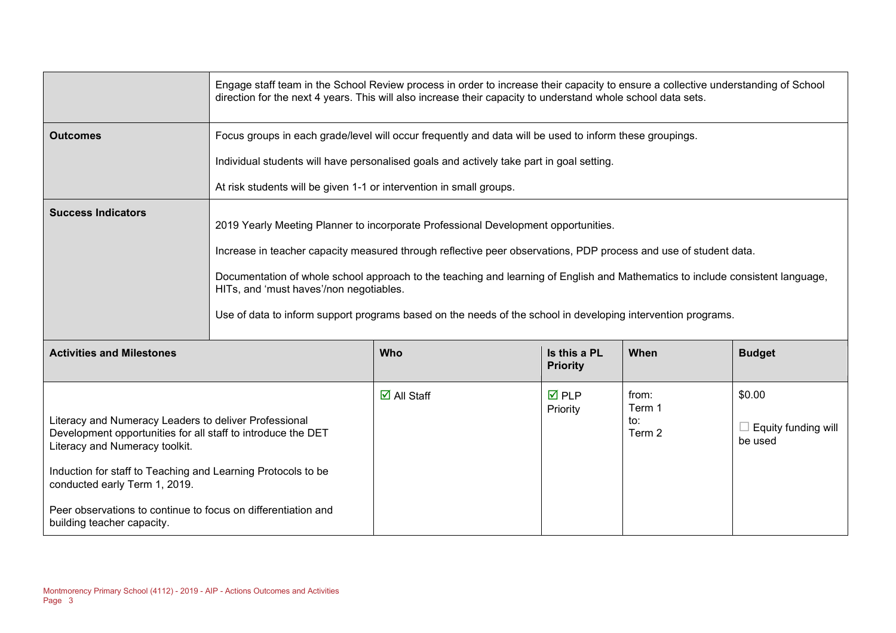| | Engage staff team in the School Review process in order to increase their capacity to ensure a collective understanding of School direction for the next 4 years. This will also increase their capacity to understand whole school data sets. | | | |
|---|---|---|---|---|
| **Outcomes** | Focus groups in each grade/level will occur frequently and data will be used to inform these groupings.<br><br>Individual students will have personalised goals and actively take part in goal setting.<br><br>At risk students will be given 1-1 or intervention in small groups. | | | |
| **Success Indicators** | 2019 Yearly Meeting Planner to incorporate Professional Development opportunities.<br><br>Increase in teacher capacity measured through reflective peer observations, PDP process and use of student data.<br><br>Documentation of whole school approach to the teaching and learning of English and Mathematics to include consistent language, HITs, and 'must haves'/non negotiables.<br><br>Use of data to inform support programs based on the needs of the school in developing intervention programs. | | | |

| **Activities and Milestones** | **Who** | **Is this a PL Priority** | **When** | **Budget** |
|---|---|---|---|---|
| Literacy and Numeracy Leaders to deliver Professional Development opportunities for all staff to introduce the DET Literacy and Numeracy toolkit.<br><br>Induction for staff to Teaching and Learning Protocols to be conducted early Term 1, 2019.<br><br>Peer observations to continue to focus on differentiation and building teacher capacity. | ☑ All Staff | ☑ PLP Priority | from: Term 1 to: Term 2 | $0.00<br><br>☐ Equity funding will be used |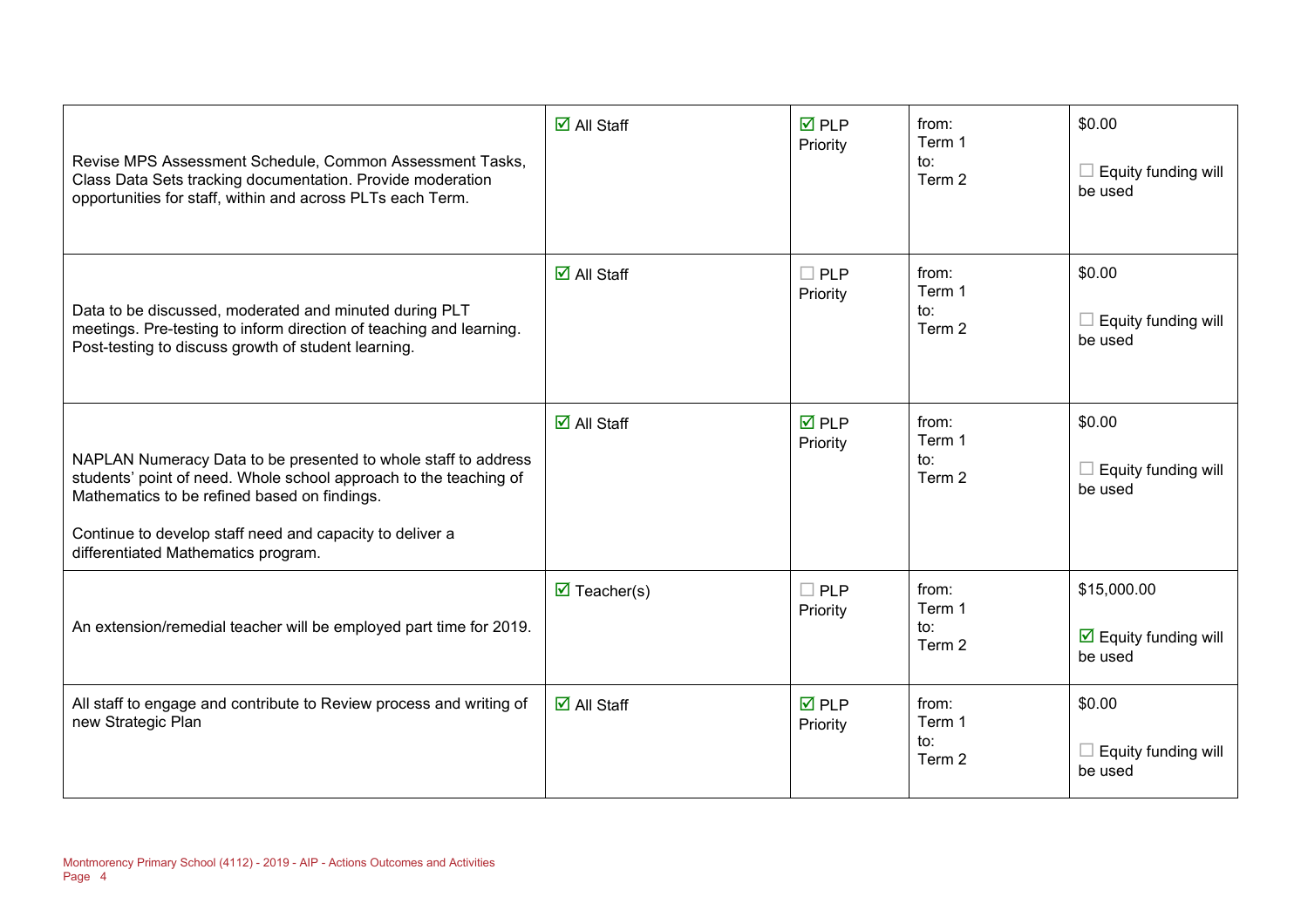| | | | | |
|---|---|---|---|---|
| Revise MPS Assessment Schedule, Common Assessment Tasks, Class Data Sets tracking documentation. Provide moderation opportunities for staff, within and across PLTs each Term. | ☑ All Staff | ☑ PLP Priority | from: Term 1 to: Term 2 | $0.00 ☐ Equity funding will be used |
| Data to be discussed, moderated and minuted during PLT meetings. Pre-testing to inform direction of teaching and learning. Post-testing to discuss growth of student learning. | ☑ All Staff | ☐ PLP Priority | from: Term 1 to: Term 2 | $0.00 ☐ Equity funding will be used |
| NAPLAN Numeracy Data to be presented to whole staff to address students' point of need. Whole school approach to the teaching of Mathematics to be refined based on findings.<br><br>Continue to develop staff need and capacity to deliver a differentiated Mathematics program. | ☑ All Staff | ☑ PLP Priority | from: Term 1 to: Term 2 | $0.00 ☐ Equity funding will be used |
| An extension/remedial teacher will be employed part time for 2019. | ☑ Teacher(s) | ☐ PLP Priority | from: Term 1 to: Term 2 | $15,000.00 ☑ Equity funding will be used |
| All staff to engage and contribute to Review process and writing of new Strategic Plan | ☑ All Staff | ☑ PLP Priority | from: Term 1 to: Term 2 | $0.00 ☐ Equity funding will be used |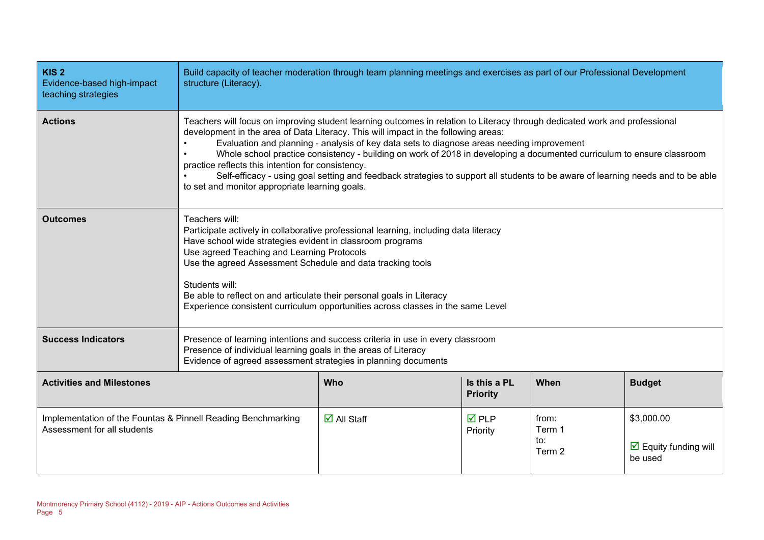| **KIS 2**<br>Evidence-based high-impact teaching strategies | Build capacity of teacher moderation through team planning meetings and exercises as part of our Professional Development structure (Literacy). | | | |
|---|---|---|---|---|
| **Actions** | Teachers will focus on improving student learning outcomes in relation to Literacy through dedicated work and professional development in the area of Data Literacy. This will impact in the following areas:<br>• Evaluation and planning - analysis of key data sets to diagnose areas needing improvement<br>• Whole school practice consistency - building on work of 2018 in developing a documented curriculum to ensure classroom practice reflects this intention for consistency.<br>• Self-efficacy - using goal setting and feedback strategies to support all students to be aware of learning needs and to be able to set and monitor appropriate learning goals. | | | |
| **Outcomes** | Teachers will:<br>Participate actively in collaborative professional learning, including data literacy<br>Have school wide strategies evident in classroom programs<br>Use agreed Teaching and Learning Protocols<br>Use the agreed Assessment Schedule and data tracking tools<br><br>Students will:<br>Be able to reflect on and articulate their personal goals in Literacy<br>Experience consistent curriculum opportunities across classes in the same Level | | | |
| **Success Indicators** | Presence of learning intentions and success criteria in use in every classroom<br>Presence of individual learning goals in the areas of Literacy<br>Evidence of agreed assessment strategies in planning documents | | | |

| **Activities and Milestones** | **Who** | **Is this a PL Priority** | **When** | **Budget** |
|---|---|---|---|---|
| Implementation of the Fountas & Pinnell Reading Benchmarking Assessment for all students | ☑ All Staff | ☑ PLP Priority | from: Term 1 to: Term 2 | $3,000.00<br><br>☑ Equity funding will be used |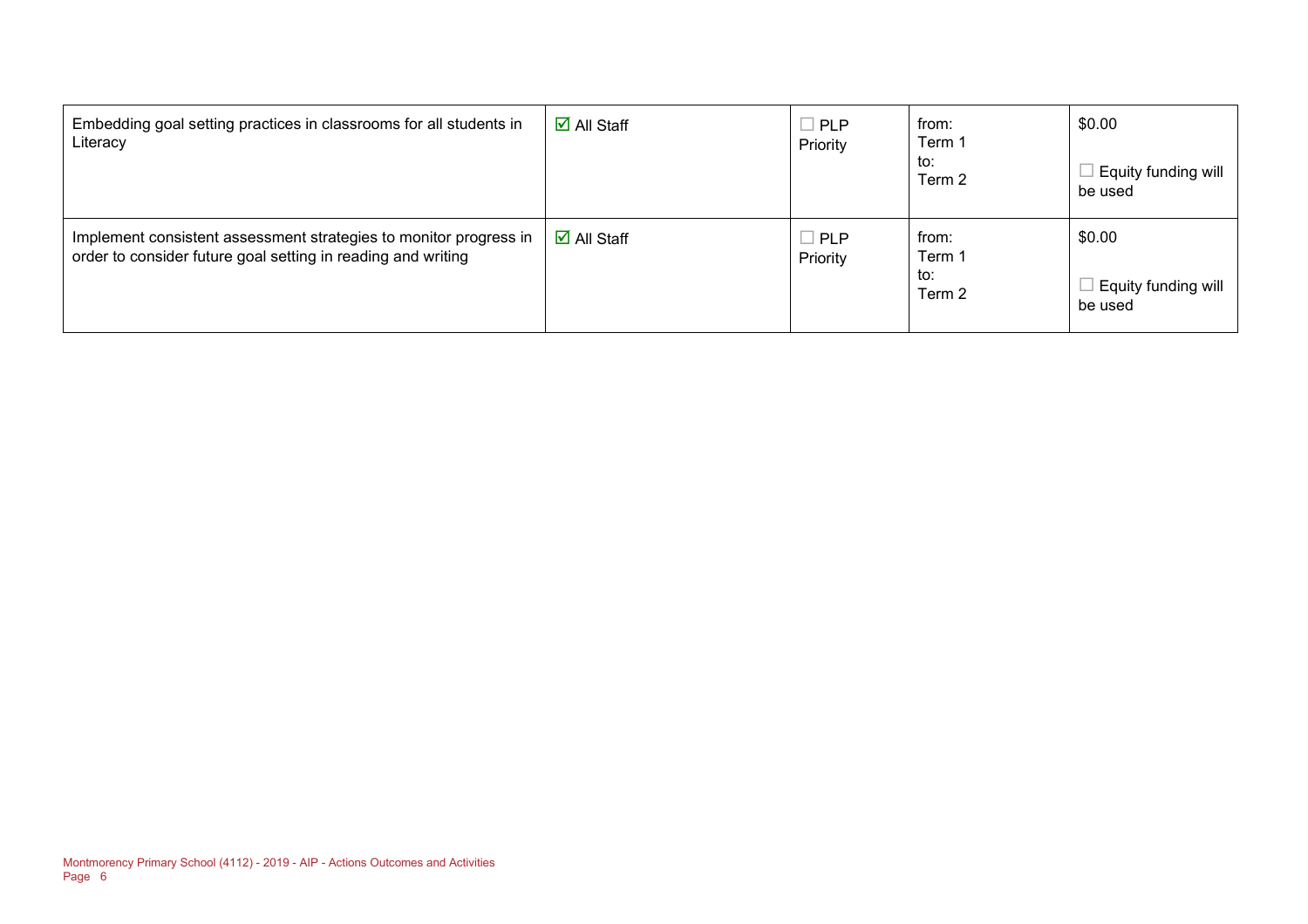| | | | | |
|---|---|---|---|---|
| Embedding goal setting practices in classrooms for all students in Literacy | ☑ All Staff | ☐ PLP Priority | from: Term 1 to: Term 2 | $0.00 ☐ Equity funding will be used |
| Implement consistent assessment strategies to monitor progress in order to consider future goal setting in reading and writing | ☑ All Staff | ☐ PLP Priority | from: Term 1 to: Term 2 | $0.00 ☐ Equity funding will be used |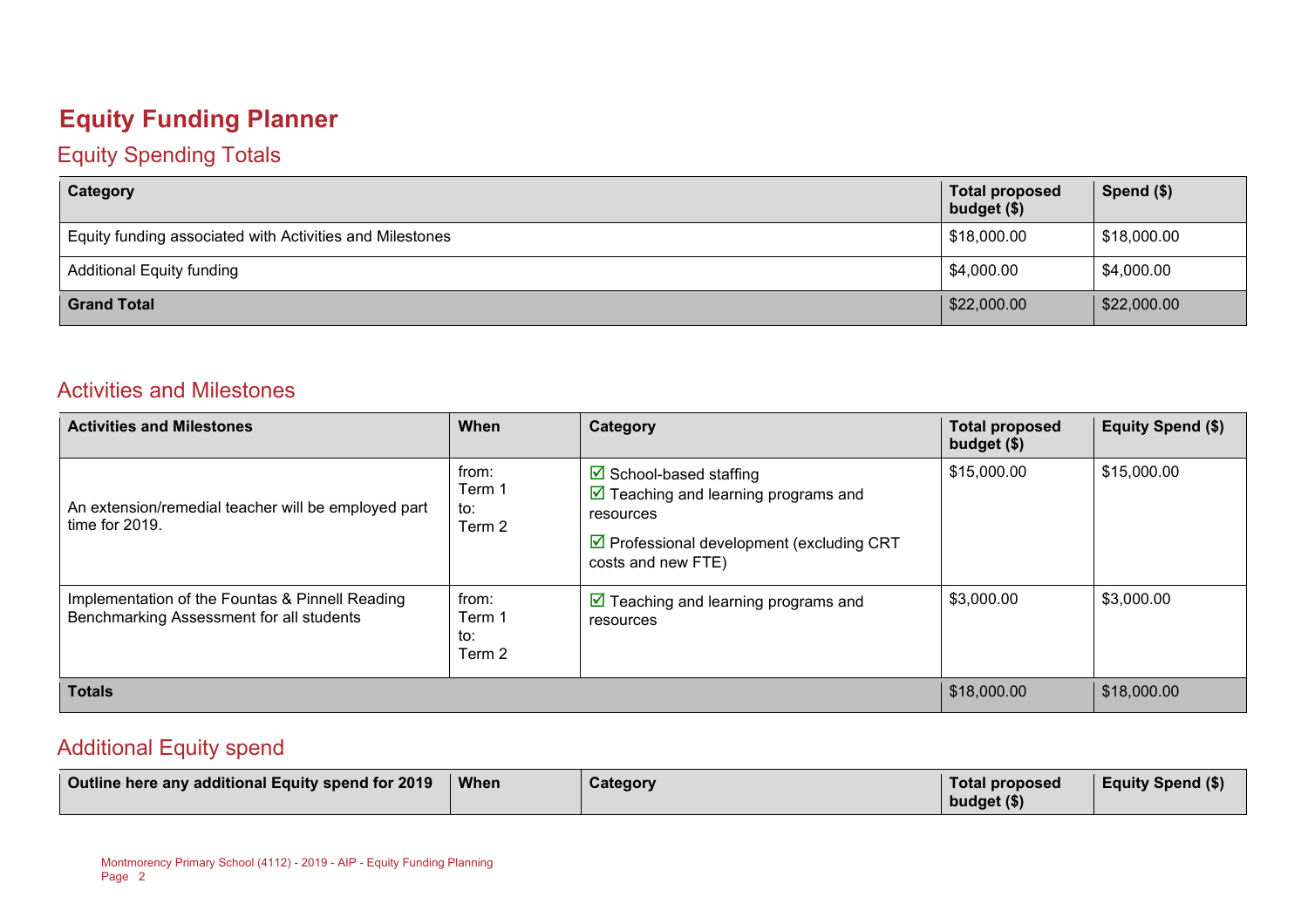# Equity Funding Planner

## Equity Spending Totals

| Category | Total proposed budget ($) | Spend ($) |
|---|---|---|
| Equity funding associated with Activities and Milestones | $18,000.00 | $18,000.00 |
| Additional Equity funding | $4,000.00 | $4,000.00 |
| **Grand Total** | $22,000.00 | $22,000.00 |

## Activities and Milestones

| Activities and Milestones | When | Category | Total proposed budget ($) | Equity Spend ($) |
|---|---|---|---|---|
| An extension/remedial teacher will be employed part time for 2019. | from: Term 1 to: Term 2 | ☑ School-based staffing ☑ Teaching and learning programs and resources ☑ Professional development (excluding CRT costs and new FTE) | $15,000.00 | $15,000.00 |
| Implementation of the Fountas & Pinnell Reading Benchmarking Assessment for all students | from: Term 1 to: Term 2 | ☑ Teaching and learning programs and resources | $3,000.00 | $3,000.00 |
| **Totals** | | | $18,000.00 | $18,000.00 |

## Additional Equity spend

| Outline here any additional Equity spend for 2019 | When | Category | Total proposed budget ($) | Equity Spend ($) |
|---|---|---|---|---|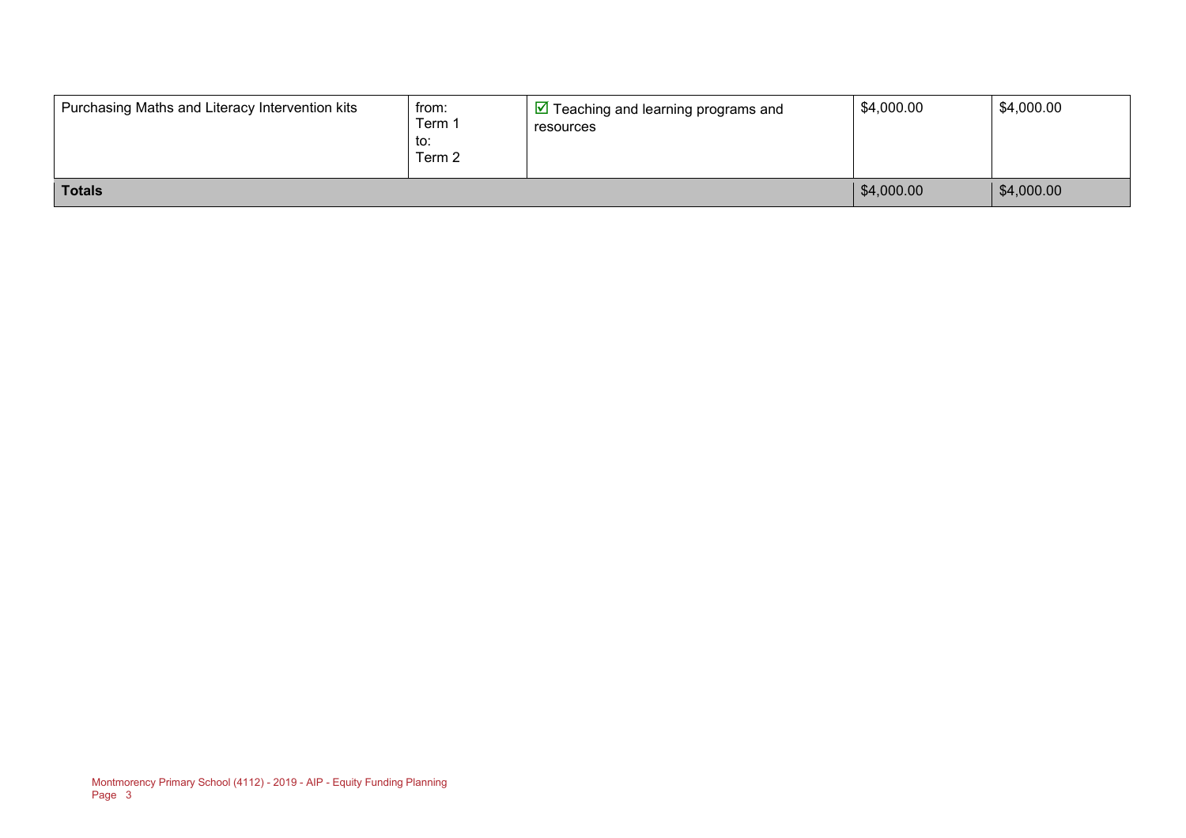| | | | | |
|---|---|---|---|---|
| Purchasing Maths and Literacy Intervention kits | from:<br>Term 1<br>to:<br>Term 2 | ☑ Teaching and learning programs and resources | $4,000.00 | $4,000.00 |
| **Totals** | | | $4,000.00 | $4,000.00 |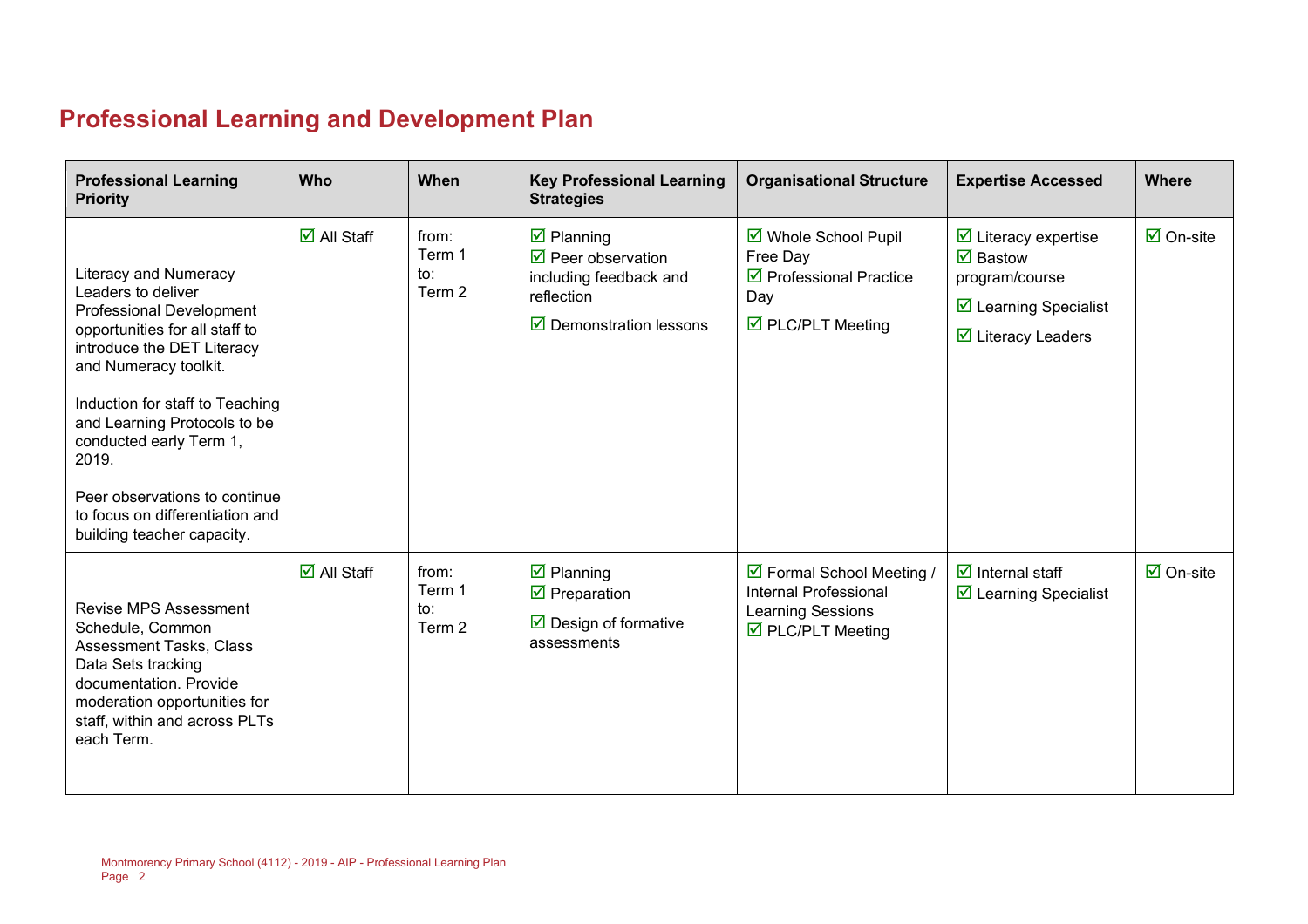# Professional Learning and Development Plan

| Professional Learning Priority | Who | When | Key Professional Learning Strategies | Organisational Structure | Expertise Accessed | Where |
|---|---|---|---|---|---|---|
| Literacy and Numeracy Leaders to deliver Professional Development opportunities for all staff to introduce the DET Literacy and Numeracy toolkit.<br><br>Induction for staff to Teaching and Learning Protocols to be conducted early Term 1, 2019.<br><br>Peer observations to continue to focus on differentiation and building teacher capacity. | ☑ All Staff | from: Term 1 to: Term 2 | ☑ Planning<br>☑ Peer observation including feedback and reflection<br>☑ Demonstration lessons | ☑ Whole School Pupil Free Day<br>☑ Professional Practice Day<br>☑ PLC/PLT Meeting | ☑ Literacy expertise<br>☑ Bastow program/course<br>☑ Learning Specialist<br>☑ Literacy Leaders | ☑ On-site |
| Revise MPS Assessment Schedule, Common Assessment Tasks, Class Data Sets tracking documentation. Provide moderation opportunities for staff, within and across PLTs each Term. | ☑ All Staff | from: Term 1 to: Term 2 | ☑ Planning<br>☑ Preparation<br>☑ Design of formative assessments | ☑ Formal School Meeting / Internal Professional Learning Sessions<br>☑ PLC/PLT Meeting | ☑ Internal staff<br>☑ Learning Specialist | ☑ On-site |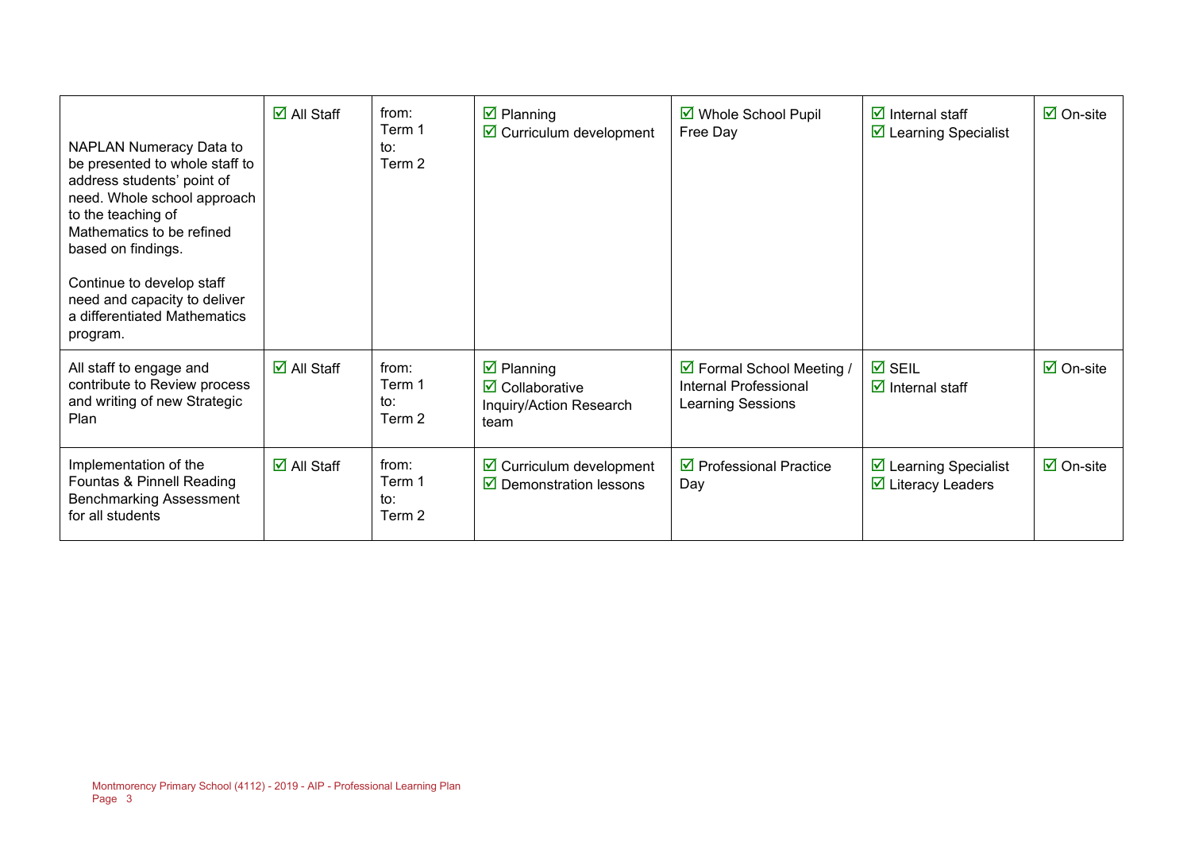| | | | | | | |
|---|---|---|---|---|---|---|
| NAPLAN Numeracy Data to be presented to whole staff to address students' point of need. Whole school approach to the teaching of Mathematics to be refined based on findings.<br><br>Continue to develop staff need and capacity to deliver a differentiated Mathematics program. | ☑ All Staff | from: Term 1 to: Term 2 | ☑ Planning<br>☑ Curriculum development | ☑ Whole School Pupil Free Day | ☑ Internal staff<br>☑ Learning Specialist | ☑ On-site |
| All staff to engage and contribute to Review process and writing of new Strategic Plan | ☑ All Staff | from: Term 1 to: Term 2 | ☑ Planning<br>☑ Collaborative Inquiry/Action Research team | ☑ Formal School Meeting / Internal Professional Learning Sessions | ☑ SEIL<br>☑ Internal staff | ☑ On-site |
| Implementation of the Fountas & Pinnell Reading Benchmarking Assessment for all students | ☑ All Staff | from: Term 1 to: Term 2 | ☑ Curriculum development<br>☑ Demonstration lessons | ☑ Professional Practice Day | ☑ Learning Specialist<br>☑ Literacy Leaders | ☑ On-site |